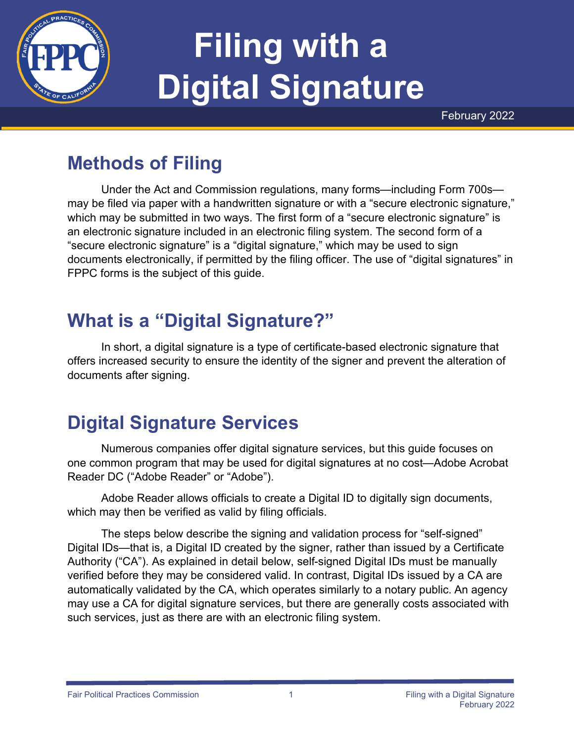# Filing with a Digital Signature

February 2022

## Methods of Filing

Under the Act and Commission regulations, many forms—including Form 700s—may be filed via paper with a handwritten signature or with a "secure electronic signature," which may be submitted in two ways. The first form of a "secure electronic signature" is an electronic signature included in an electronic filing system. The second form of a "secure electronic signature" is a "digital signature," which may be used to sign documents electronically, if permitted by the filing officer. The use of "digital signatures" in FPPC forms is the subject of this guide.

## What is a "Digital Signature?"

In short, a digital signature is a type of certificate-based electronic signature that offers increased security to ensure the identity of the signer and prevent the alteration of documents after signing.

## Digital Signature Services

Numerous companies offer digital signature services, but this guide focuses on one common program that may be used for digital signatures at no cost—Adobe Acrobat Reader DC ("Adobe Reader" or "Adobe").

Adobe Reader allows officials to create a Digital ID to digitally sign documents, which may then be verified as valid by filing officials.

The steps below describe the signing and validation process for "self-signed" Digital IDs—that is, a Digital ID created by the signer, rather than issued by a Certificate Authority ("CA"). As explained in detail below, self-signed Digital IDs must be manually verified before they may be considered valid. In contrast, Digital IDs issued by a CA are automatically validated by the CA, which operates similarly to a notary public. An agency may use a CA for digital signature services, but there are generally costs associated with such services, just as there are with an electronic filing system.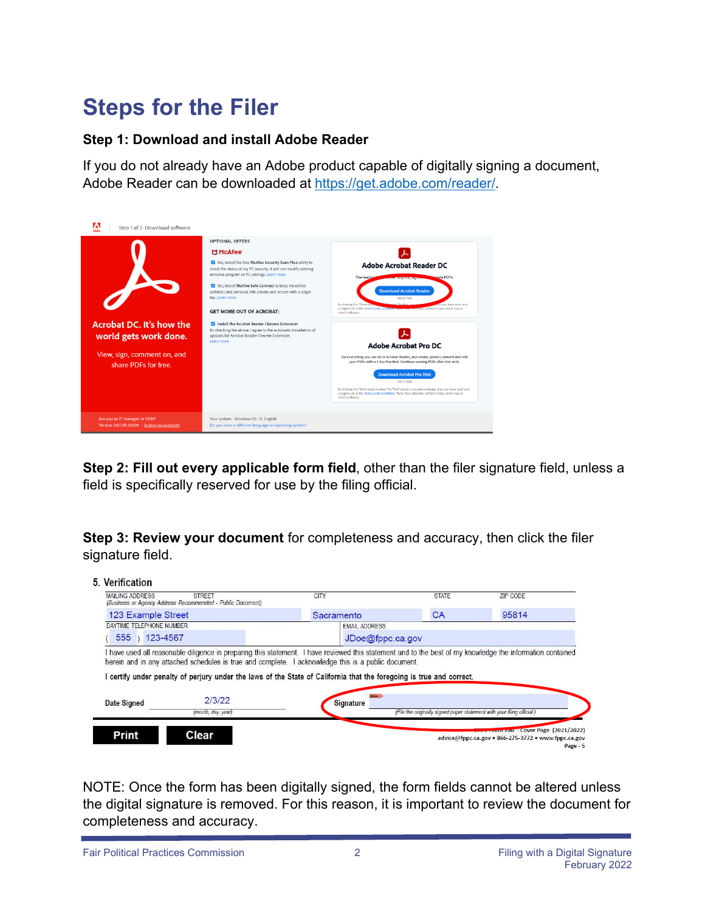# Steps for the Filer

### Step 1: Download and install Adobe Reader

If you do not already have an Adobe product capable of digitally signing a document, Adobe Reader can be downloaded at https://get.adobe.com/reader/.

**Step 2: Fill out every applicable form field**, other than the filer signature field, unless a field is specifically reserved for use by the filing official.

**Step 3: Review your document** for completeness and accuracy, then click the filer signature field.

NOTE: Once the form has been digitally signed, the form fields cannot be altered unless the digital signature is removed. For this reason, it is important to review the document for completeness and accuracy.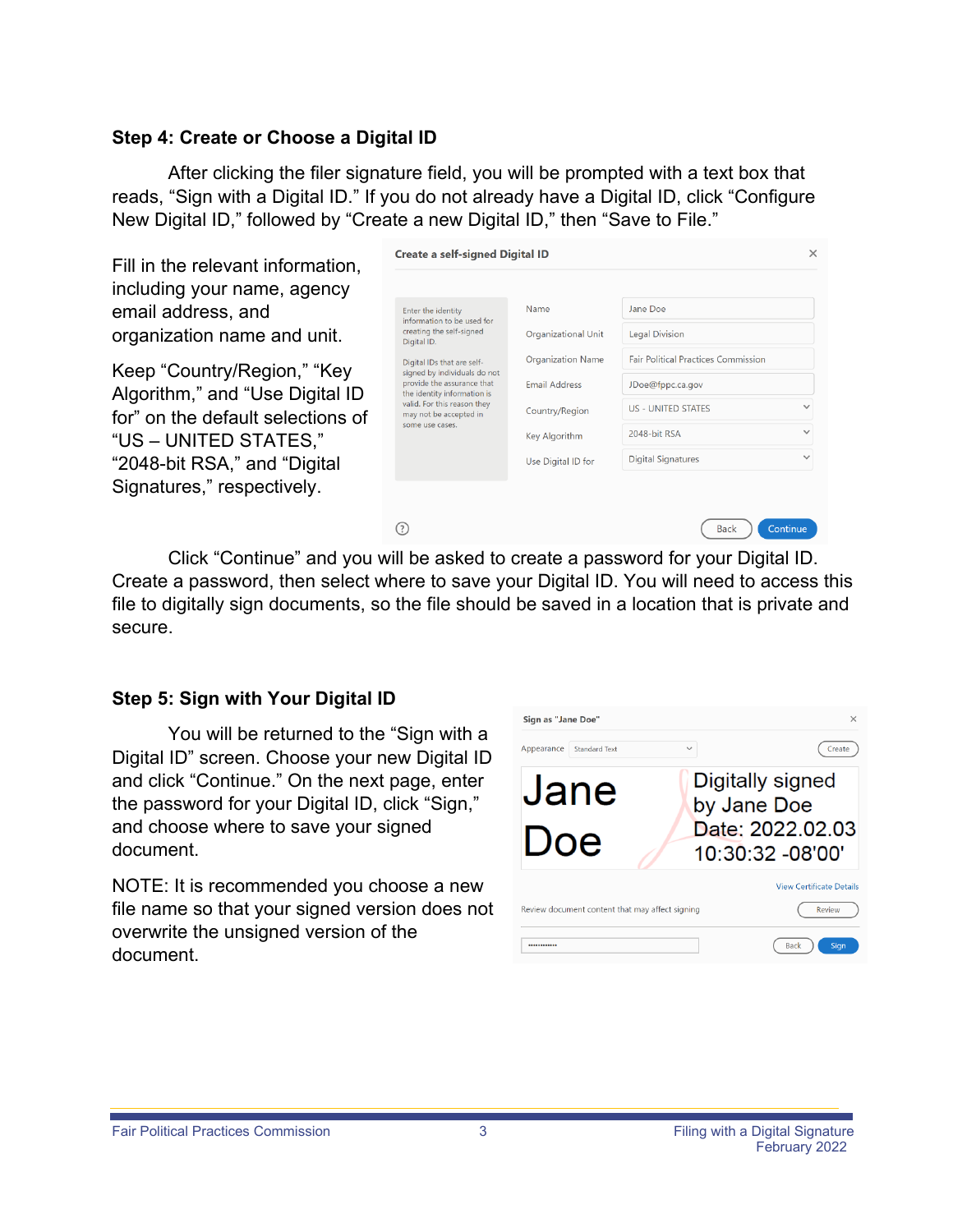### Step 4: Create or Choose a Digital ID

After clicking the filer signature field, you will be prompted with a text box that reads, "Sign with a Digital ID." If you do not already have a Digital ID, click "Configure New Digital ID," followed by "Create a new Digital ID," then "Save to File."

Fill in the relevant information, including your name, agency email address, and organization name and unit.

Keep "Country/Region," "Key Algorithm," and "Use Digital ID for" on the default selections of "US – UNITED STATES," "2048-bit RSA," and "Digital Signatures," respectively.

Click "Continue" and you will be asked to create a password for your Digital ID. Create a password, then select where to save your Digital ID. You will need to access this file to digitally sign documents, so the file should be saved in a location that is private and secure.

### Step 5: Sign with Your Digital ID

You will be returned to the "Sign with a Digital ID" screen. Choose your new Digital ID and click "Continue." On the next page, enter the password for your Digital ID, click "Sign," and choose where to save your signed document.

NOTE: It is recommended you choose a new file name so that your signed version does not overwrite the unsigned version of the document.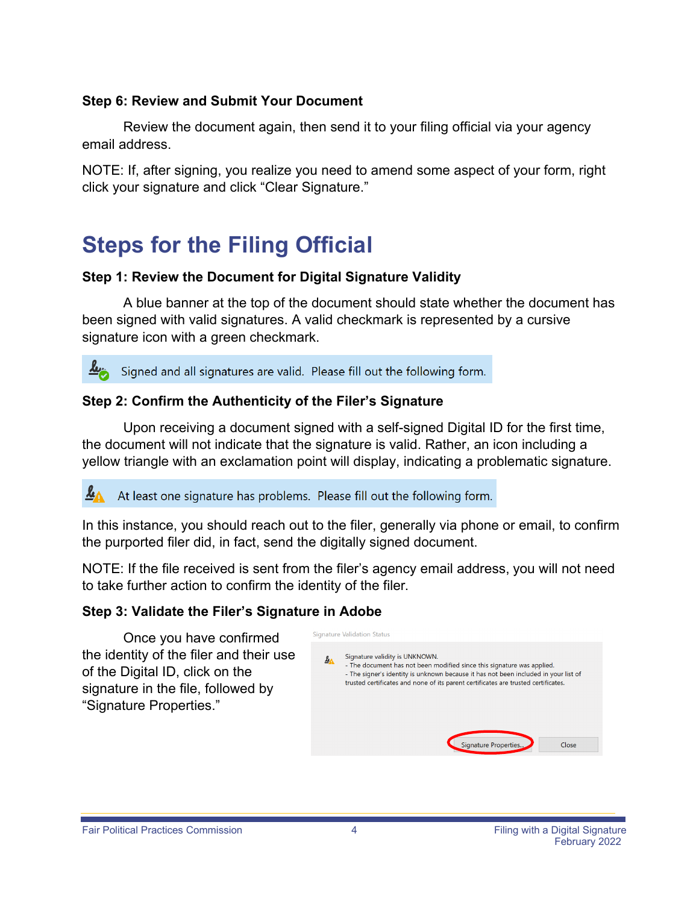### Step 6: Review and Submit Your Document

Review the document again, then send it to your filing official via your agency email address.

NOTE: If, after signing, you realize you need to amend some aspect of your form, right click your signature and click "Clear Signature."

## Steps for the Filing Official

### Step 1: Review the Document for Digital Signature Validity

A blue banner at the top of the document should state whether the document has been signed with valid signatures. A valid checkmark is represented by a cursive signature icon with a green checkmark.

Signed and all signatures are valid. Please fill out the following form.

### Step 2: Confirm the Authenticity of the Filer's Signature

Upon receiving a document signed with a self-signed Digital ID for the first time, the document will not indicate that the signature is valid. Rather, an icon including a yellow triangle with an exclamation point will display, indicating a problematic signature.

At least one signature has problems. Please fill out the following form.

In this instance, you should reach out to the filer, generally via phone or email, to confirm the purported filer did, in fact, send the digitally signed document.

NOTE: If the file received is sent from the filer's agency email address, you will not need to take further action to confirm the identity of the filer.

### Step 3: Validate the Filer's Signature in Adobe

Once you have confirmed the identity of the filer and their use of the Digital ID, click on the signature in the file, followed by "Signature Properties."

Signature Validation Status

Signature validity is UNKNOWN.
- The document has not been modified since this signature was applied.
- The signer's identity is unknown because it has not been included in your list of trusted certificates and none of its parent certificates are trusted certificates.

Signature Properties... Close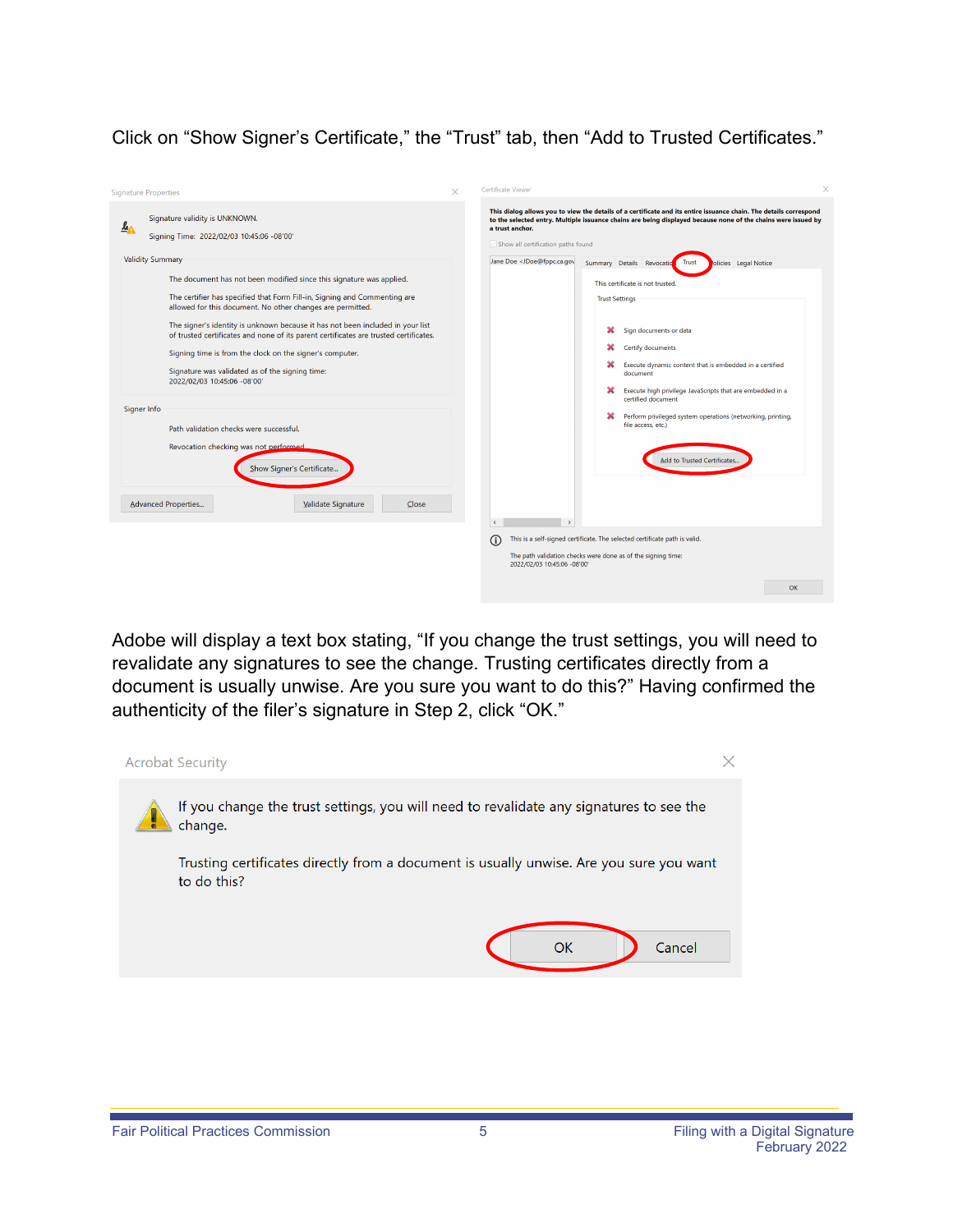Click on “Show Signer’s Certificate,” the “Trust” tab, then “Add to Trusted Certificates.”

Adobe will display a text box stating, “If you change the trust settings, you will need to revalidate any signatures to see the change. Trusting certificates directly from a document is usually unwise. Are you sure you want to do this?” Having confirmed the authenticity of the filer’s signature in Step 2, click “OK.”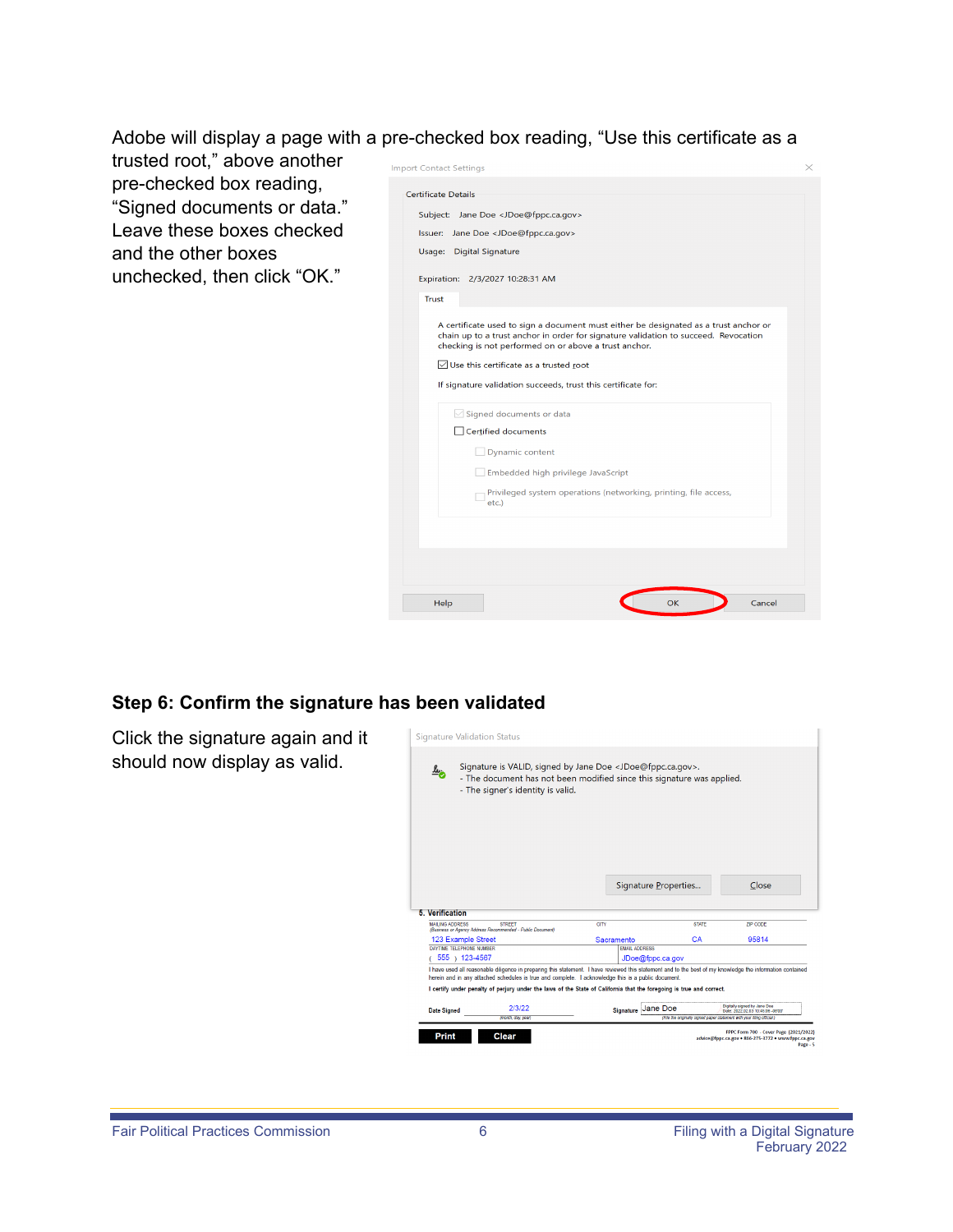Adobe will display a page with a pre-checked box reading, “Use this certificate as a trusted root,” above another pre-checked box reading, “Signed documents or data.” Leave these boxes checked and the other boxes unchecked, then click “OK.”

## Step 6: Confirm the signature has been validated

Click the signature again and it should now display as valid.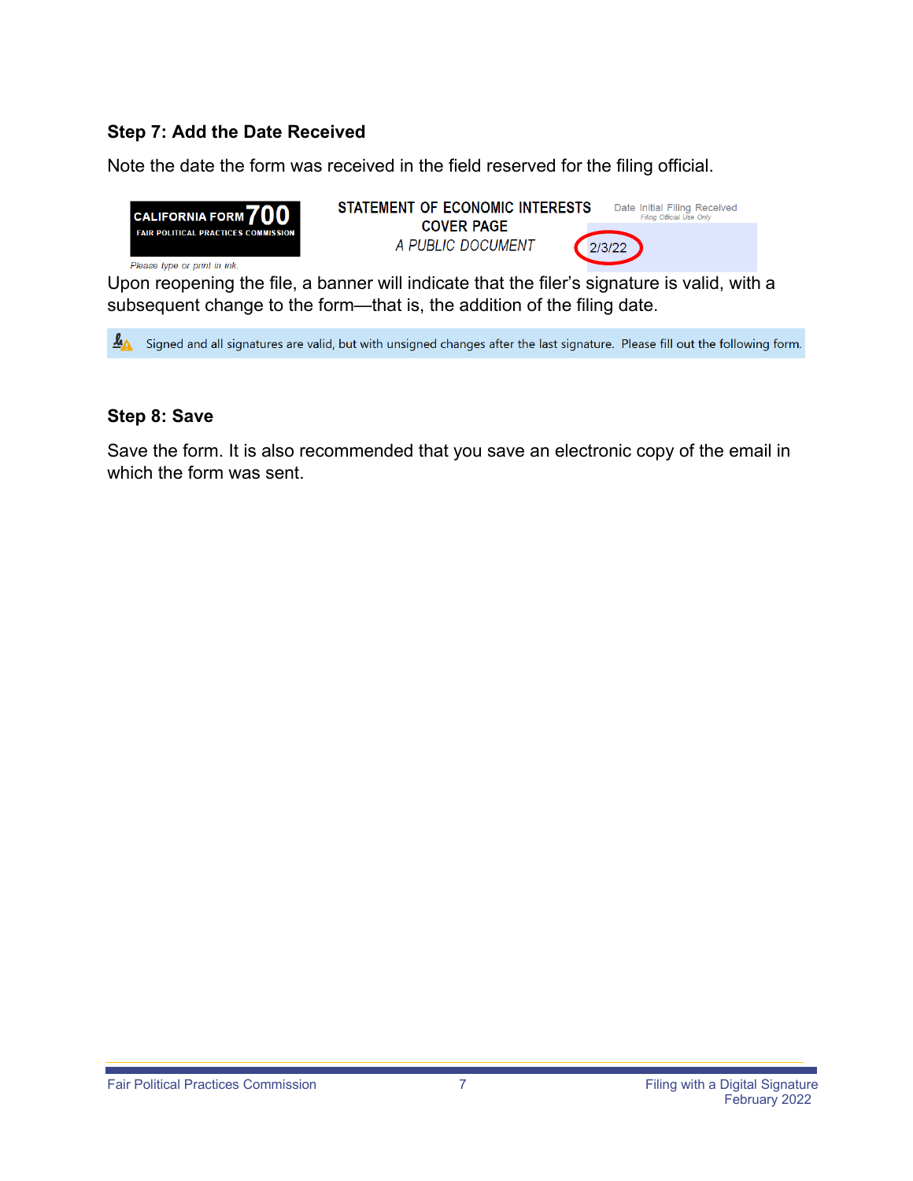### Step 7: Add the Date Received

Note the date the form was received in the field reserved for the filing official.

CALIFORNIA FORM 700
FAIR POLITICAL PRACTICES COMMISSION

STATEMENT OF ECONOMIC INTERESTS
COVER PAGE
*A PUBLIC DOCUMENT*

Date Initial Filing Received
*Filing Official Use Only*

2/3/22

*Please type or print in ink.*

Upon reopening the file, a banner will indicate that the filer's signature is valid, with a subsequent change to the form—that is, the addition of the filing date.

Signed and all signatures are valid, but with unsigned changes after the last signature. Please fill out the following form.

### Step 8: Save

Save the form. It is also recommended that you save an electronic copy of the email in which the form was sent.